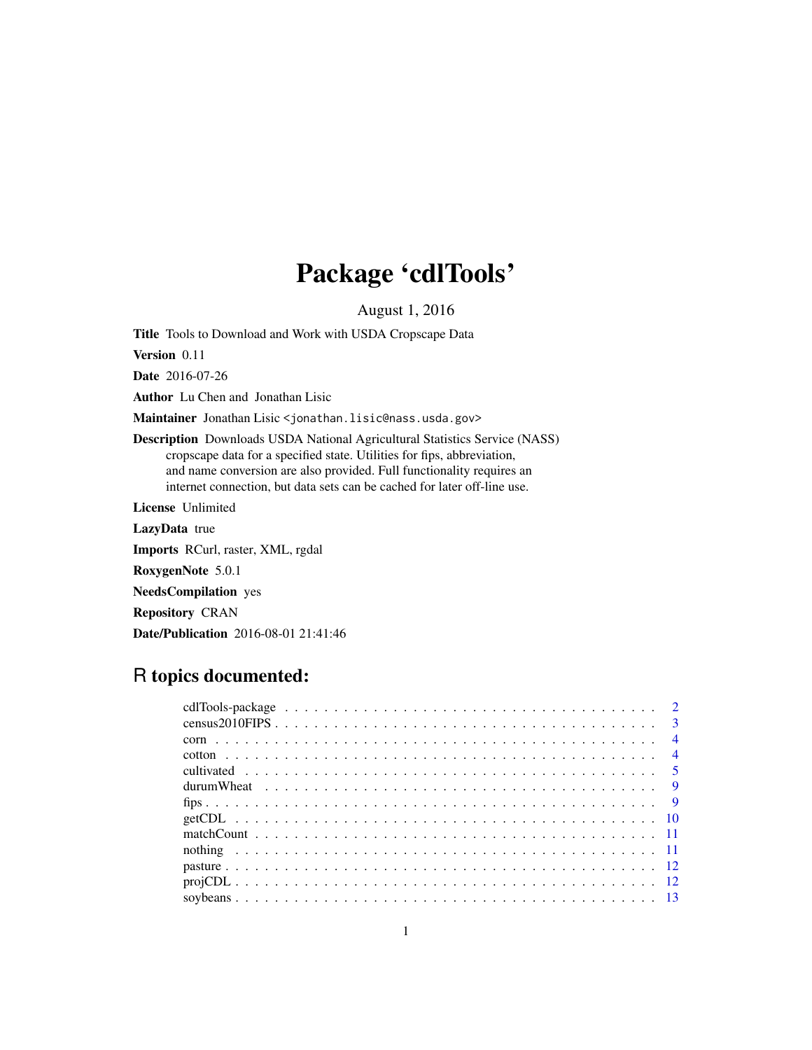# Package 'cdlTools'

August 1, 2016

**Title** Tools to Download and Work with USDA Cropscape Data

**Version** 0.11

**Date** 2016-07-26

**Author** Lu Chen and Jonathan Lisic

**Maintainer** Jonathan Lisic <jonathan.lisic@nass.usda.gov>

**Description** Downloads USDA National Agricultural Statistics Service (NASS) cropscape data for a specified state. Utilities for fips, abbreviation, and name conversion are also provided. Full functionality requires an internet connection, but data sets can be cached for later off-line use.

**License** Unlimited

**LazyData** true

**Imports** RCurl, raster, XML, rgdal

**RoxygenNote** 5.0.1

**NeedsCompilation** yes

**Repository** CRAN

**Date/Publication** 2016-08-01 21:41:46

## R topics documented:

- cdlTools-package . . . . . . . . . . . . . . . . . . . . . . . . . . . . . . . . . . . . . 2
- census2010FIPS . . . . . . . . . . . . . . . . . . . . . . . . . . . . . . . . . . . . . . 3
- corn . . . . . . . . . . . . . . . . . . . . . . . . . . . . . . . . . . . . . . . . . . . . 4
- cotton . . . . . . . . . . . . . . . . . . . . . . . . . . . . . . . . . . . . . . . . . . . 4
- cultivated . . . . . . . . . . . . . . . . . . . . . . . . . . . . . . . . . . . . . . . . . 5
- durumWheat . . . . . . . . . . . . . . . . . . . . . . . . . . . . . . . . . . . . . . . . 9
- fips . . . . . . . . . . . . . . . . . . . . . . . . . . . . . . . . . . . . . . . . . . . . 9
- getCDL . . . . . . . . . . . . . . . . . . . . . . . . . . . . . . . . . . . . . . . . . . 10
- matchCount . . . . . . . . . . . . . . . . . . . . . . . . . . . . . . . . . . . . . . . . 11
- nothing . . . . . . . . . . . . . . . . . . . . . . . . . . . . . . . . . . . . . . . . . . 11
- pasture . . . . . . . . . . . . . . . . . . . . . . . . . . . . . . . . . . . . . . . . . . 12
- projCDL . . . . . . . . . . . . . . . . . . . . . . . . . . . . . . . . . . . . . . . . . . 12
- soybeans . . . . . . . . . . . . . . . . . . . . . . . . . . . . . . . . . . . . . . . . . 13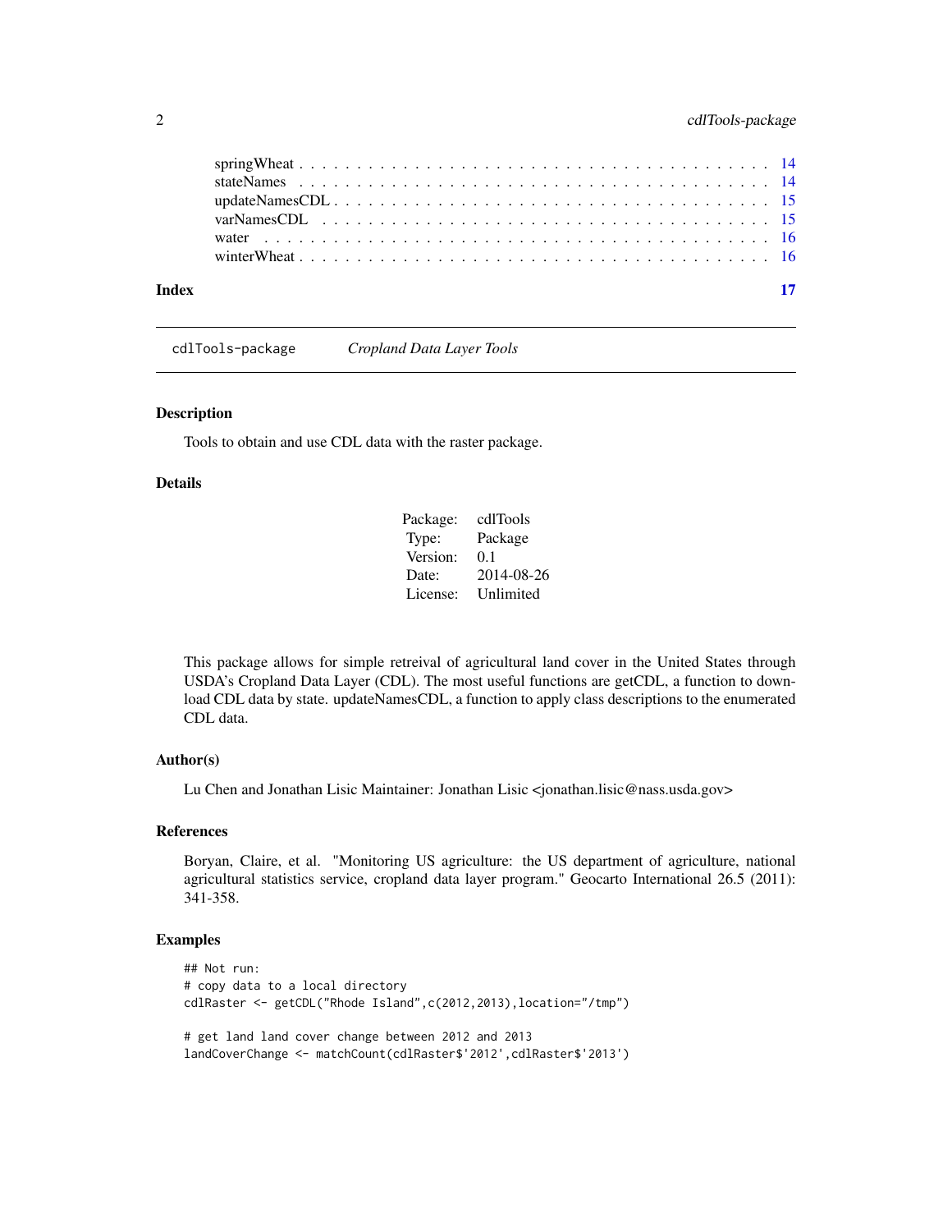| | |
|---|---|
| springWheat | 14 |
| stateNames | 14 |
| updateNamesCDL | 15 |
| varNamesCDL | 15 |
| water | 16 |
| winterWheat | 16 |

**Index** **17**

---

cdlTools-package *Cropland Data Layer Tools*

---

## Description

Tools to obtain and use CDL data with the raster package.

## Details

| | |
|---|---|
| Package: | cdlTools |
| Type: | Package |
| Version: | 0.1 |
| Date: | 2014-08-26 |
| License: | Unlimited |

This package allows for simple retreival of agricultural land cover in the United States through USDA's Cropland Data Layer (CDL). The most useful functions are getCDL, a function to download CDL data by state. updateNamesCDL, a function to apply class descriptions to the enumerated CDL data.

## Author(s)

Lu Chen and Jonathan Lisic Maintainer: Jonathan Lisic <jonathan.lisic@nass.usda.gov>

## References

Boryan, Claire, et al. "Monitoring US agriculture: the US department of agriculture, national agricultural statistics service, cropland data layer program." Geocarto International 26.5 (2011): 341-358.

## Examples

```
## Not run:
# copy data to a local directory
cdlRaster <- getCDL("Rhode Island",c(2012,2013),location="/tmp")

# get land land cover change between 2012 and 2013
landCoverChange <- matchCount(cdlRaster$'2012',cdlRaster$'2013')
```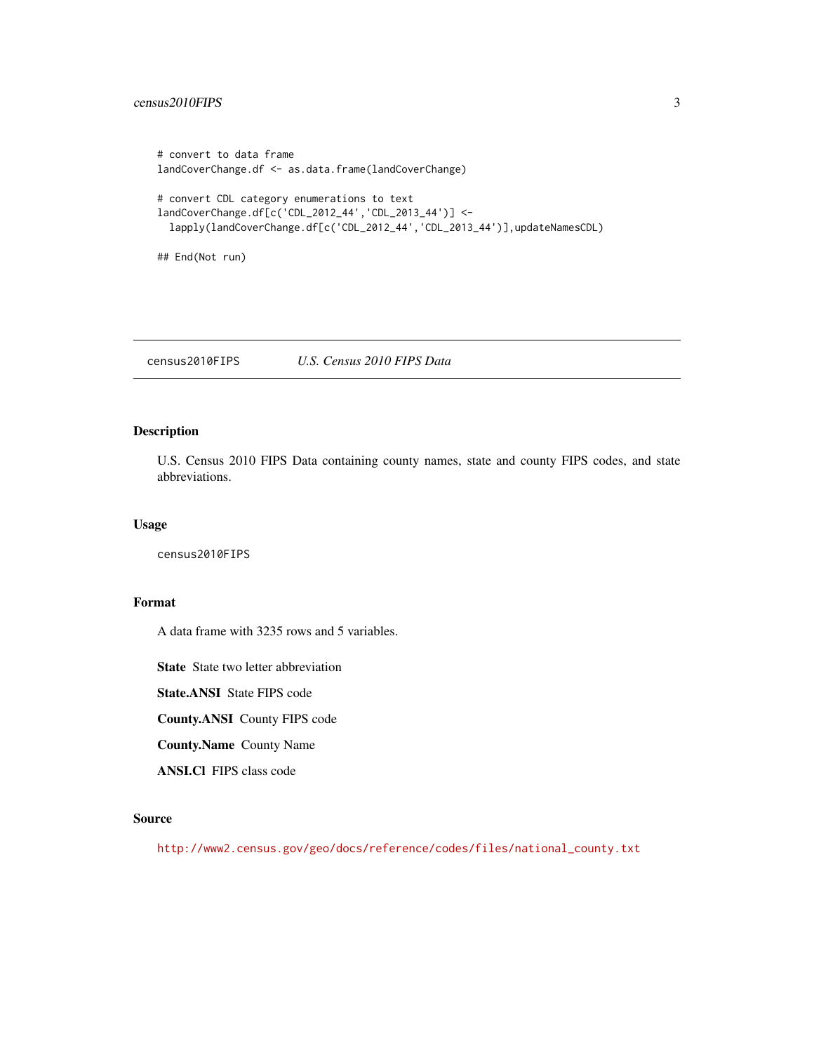```
# convert to data frame
landCoverChange.df <- as.data.frame(landCoverChange)

# convert CDL category enumerations to text
landCoverChange.df[c('CDL_2012_44','CDL_2013_44')] <-
  lapply(landCoverChange.df[c('CDL_2012_44','CDL_2013_44')],updateNamesCDL)

## End(Not run)
```

---

## census2010FIPS — *U.S. Census 2010 FIPS Data*

---

### Description

U.S. Census 2010 FIPS Data containing county names, state and county FIPS codes, and state abbreviations.

### Usage

```
census2010FIPS
```

### Format

A data frame with 3235 rows and 5 variables.

**State** State two letter abbreviation

**State.ANSI** State FIPS code

**County.ANSI** County FIPS code

**County.Name** County Name

**ANSI.Cl** FIPS class code

### Source

http://www2.census.gov/geo/docs/reference/codes/files/national_county.txt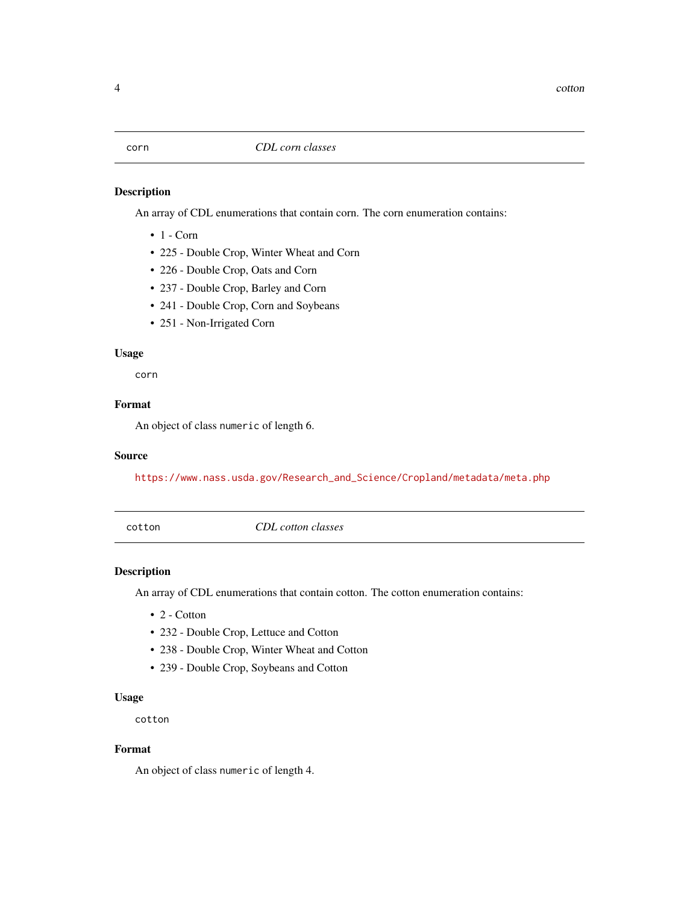## corn — *CDL corn classes*

### Description

An array of CDL enumerations that contain corn. The corn enumeration contains:

- 1 - Corn
- 225 - Double Crop, Winter Wheat and Corn
- 226 - Double Crop, Oats and Corn
- 237 - Double Crop, Barley and Corn
- 241 - Double Crop, Corn and Soybeans
- 251 - Non-Irrigated Corn

### Usage

```
corn
```

### Format

An object of class `numeric` of length 6.

### Source

https://www.nass.usda.gov/Research_and_Science/Cropland/metadata/meta.php

## cotton — *CDL cotton classes*

### Description

An array of CDL enumerations that contain cotton. The cotton enumeration contains:

- 2 - Cotton
- 232 - Double Crop, Lettuce and Cotton
- 238 - Double Crop, Winter Wheat and Cotton
- 239 - Double Crop, Soybeans and Cotton

### Usage

```
cotton
```

### Format

An object of class `numeric` of length 4.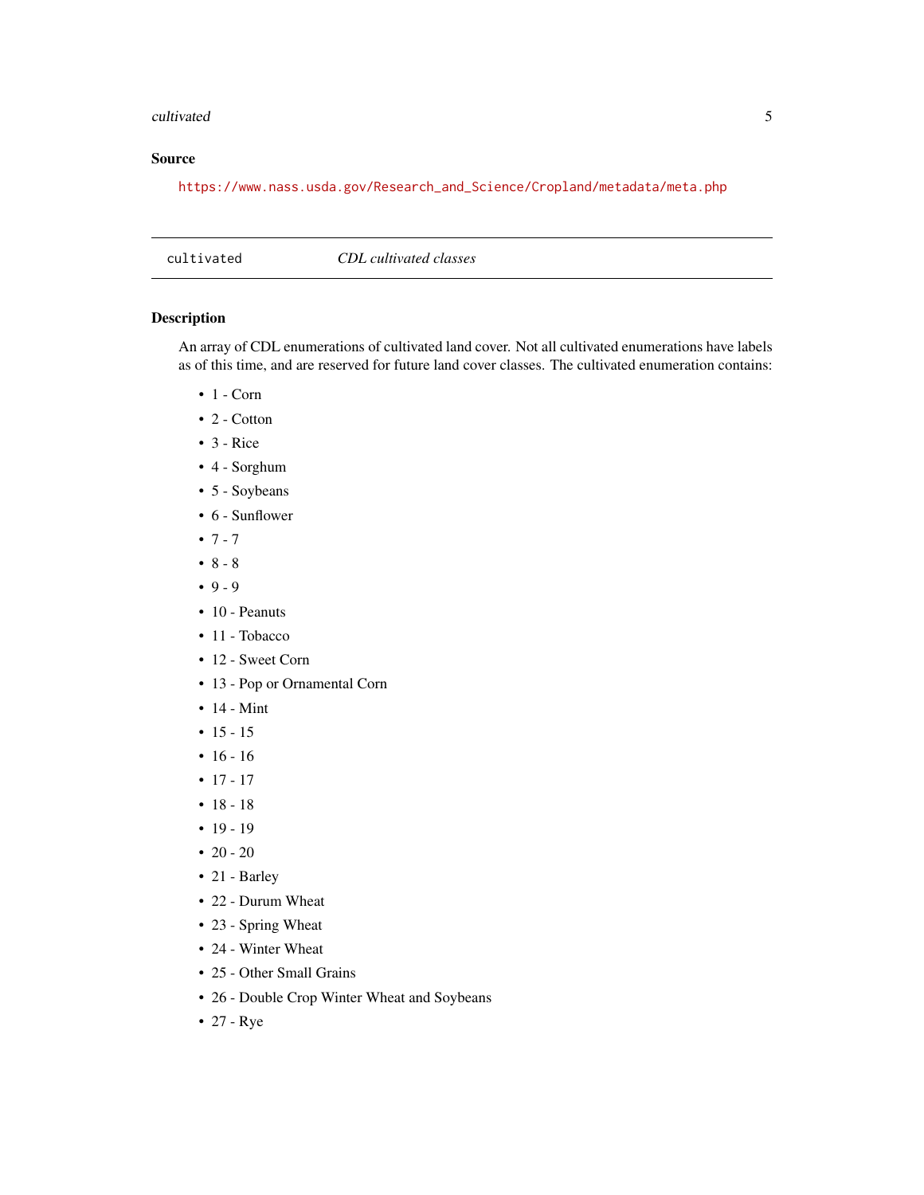## Source

https://www.nass.usda.gov/Research_and_Science/Cropland/metadata/meta.php

---

`cultivated` *CDL cultivated classes*

---

### Description

An array of CDL enumerations of cultivated land cover. Not all cultivated enumerations have labels as of this time, and are reserved for future land cover classes. The cultivated enumeration contains:

- 1 - Corn
- 2 - Cotton
- 3 - Rice
- 4 - Sorghum
- 5 - Soybeans
- 6 - Sunflower
- 7 - 7
- 8 - 8
- 9 - 9
- 10 - Peanuts
- 11 - Tobacco
- 12 - Sweet Corn
- 13 - Pop or Ornamental Corn
- 14 - Mint
- 15 - 15
- 16 - 16
- 17 - 17
- 18 - 18
- 19 - 19
- 20 - 20
- 21 - Barley
- 22 - Durum Wheat
- 23 - Spring Wheat
- 24 - Winter Wheat
- 25 - Other Small Grains
- 26 - Double Crop Winter Wheat and Soybeans
- 27 - Rye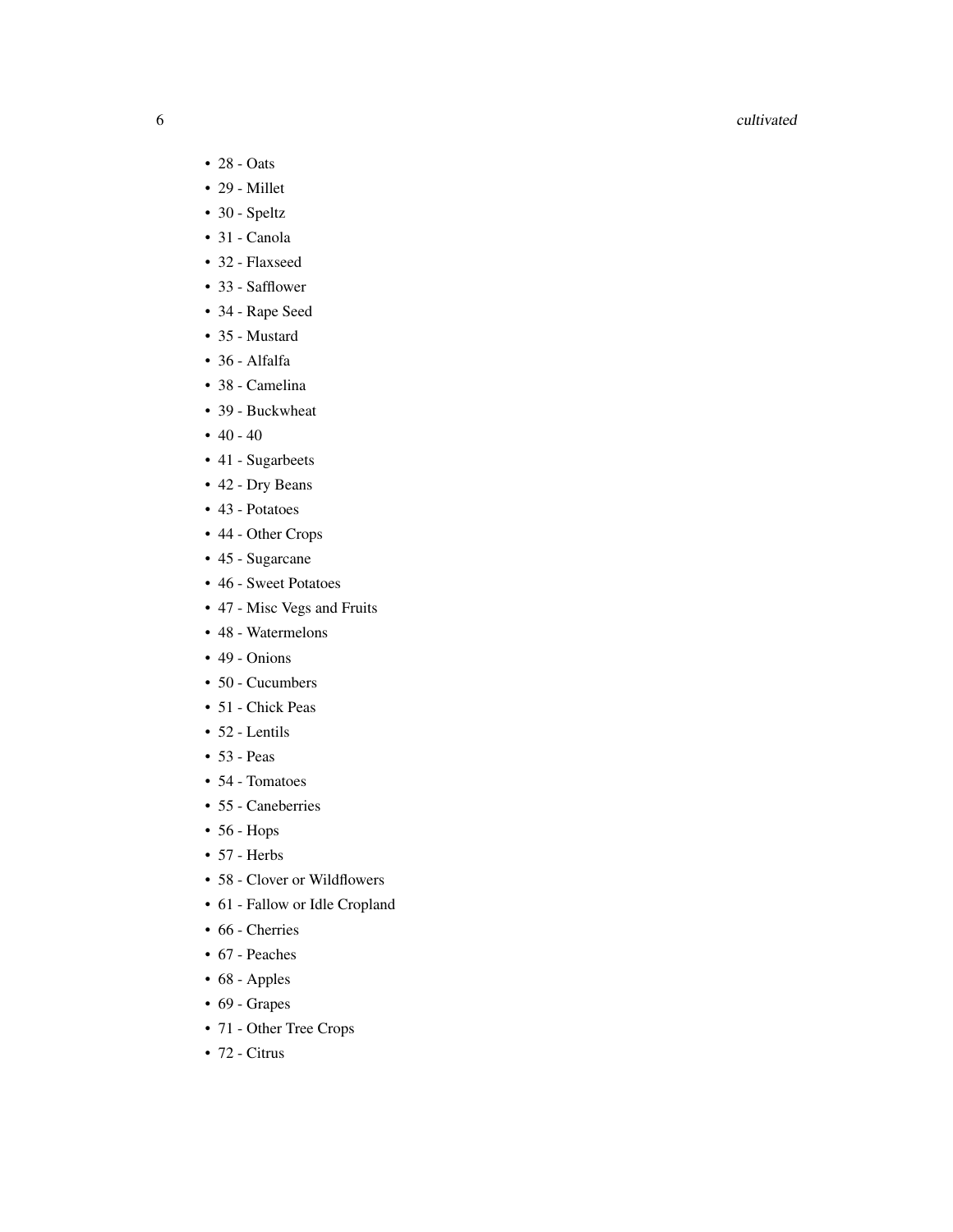- 28 - Oats
- 29 - Millet
- 30 - Speltz
- 31 - Canola
- 32 - Flaxseed
- 33 - Safflower
- 34 - Rape Seed
- 35 - Mustard
- 36 - Alfalfa
- 38 - Camelina
- 39 - Buckwheat
- 40 - 40
- 41 - Sugarbeets
- 42 - Dry Beans
- 43 - Potatoes
- 44 - Other Crops
- 45 - Sugarcane
- 46 - Sweet Potatoes
- 47 - Misc Vegs and Fruits
- 48 - Watermelons
- 49 - Onions
- 50 - Cucumbers
- 51 - Chick Peas
- 52 - Lentils
- 53 - Peas
- 54 - Tomatoes
- 55 - Caneberries
- 56 - Hops
- 57 - Herbs
- 58 - Clover or Wildflowers
- 61 - Fallow or Idle Cropland
- 66 - Cherries
- 67 - Peaches
- 68 - Apples
- 69 - Grapes
- 71 - Other Tree Crops
- 72 - Citrus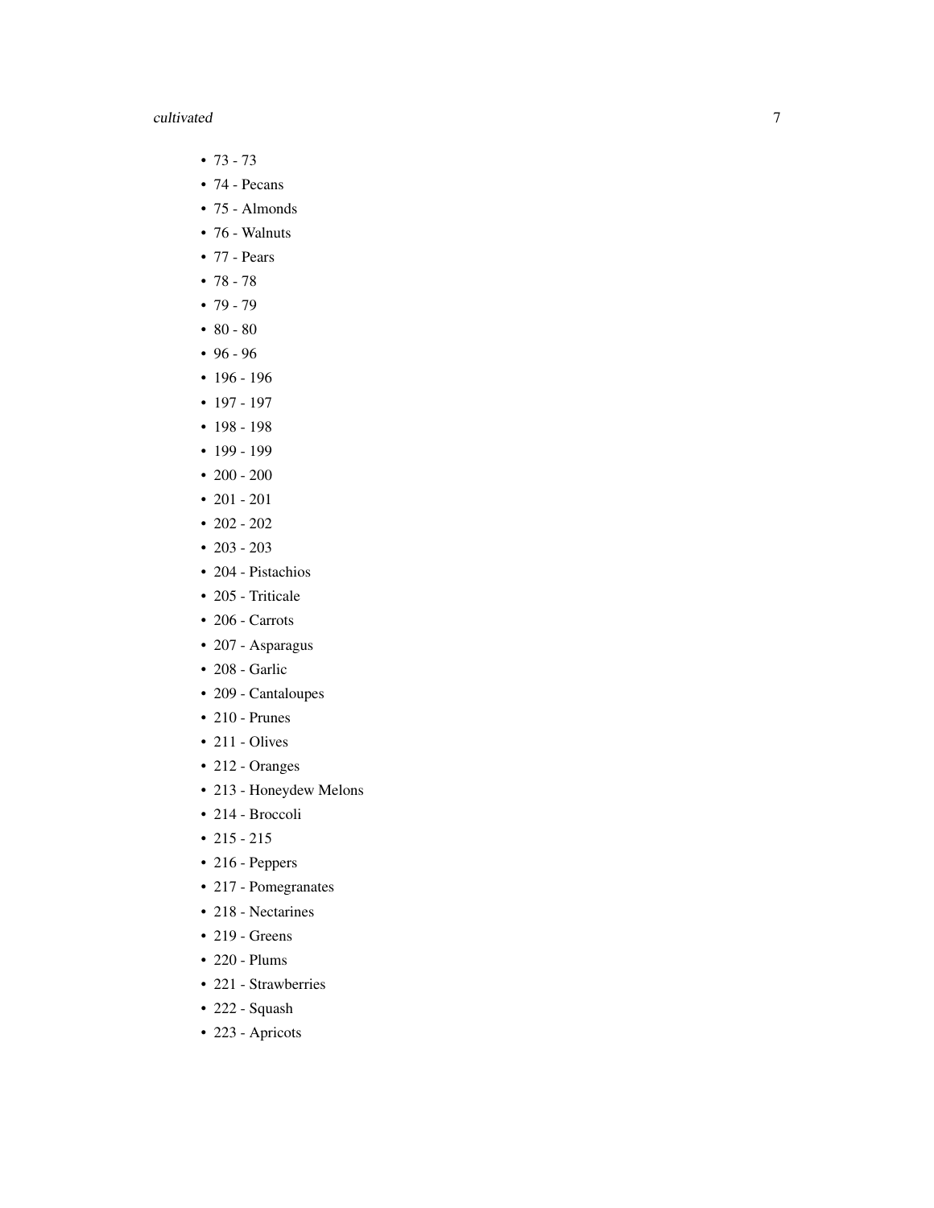- 73 - 73
- 74 - Pecans
- 75 - Almonds
- 76 - Walnuts
- 77 - Pears
- 78 - 78
- 79 - 79
- 80 - 80
- 96 - 96
- 196 - 196
- 197 - 197
- 198 - 198
- 199 - 199
- 200 - 200
- 201 - 201
- 202 - 202
- 203 - 203
- 204 - Pistachios
- 205 - Triticale
- 206 - Carrots
- 207 - Asparagus
- 208 - Garlic
- 209 - Cantaloupes
- 210 - Prunes
- 211 - Olives
- 212 - Oranges
- 213 - Honeydew Melons
- 214 - Broccoli
- 215 - 215
- 216 - Peppers
- 217 - Pomegranates
- 218 - Nectarines
- 219 - Greens
- 220 - Plums
- 221 - Strawberries
- 222 - Squash
- 223 - Apricots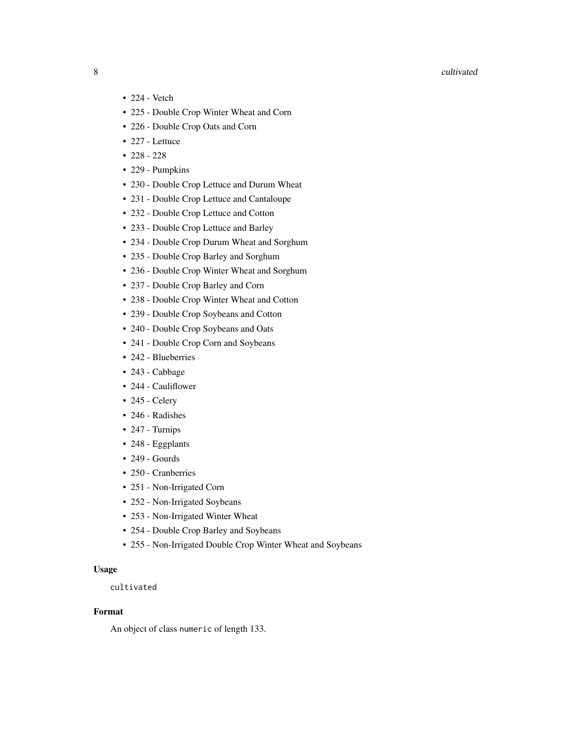- 224 - Vetch
- 225 - Double Crop Winter Wheat and Corn
- 226 - Double Crop Oats and Corn
- 227 - Lettuce
- 228 - 228
- 229 - Pumpkins
- 230 - Double Crop Lettuce and Durum Wheat
- 231 - Double Crop Lettuce and Cantaloupe
- 232 - Double Crop Lettuce and Cotton
- 233 - Double Crop Lettuce and Barley
- 234 - Double Crop Durum Wheat and Sorghum
- 235 - Double Crop Barley and Sorghum
- 236 - Double Crop Winter Wheat and Sorghum
- 237 - Double Crop Barley and Corn
- 238 - Double Crop Winter Wheat and Cotton
- 239 - Double Crop Soybeans and Cotton
- 240 - Double Crop Soybeans and Oats
- 241 - Double Crop Corn and Soybeans
- 242 - Blueberries
- 243 - Cabbage
- 244 - Cauliflower
- 245 - Celery
- 246 - Radishes
- 247 - Turnips
- 248 - Eggplants
- 249 - Gourds
- 250 - Cranberries
- 251 - Non-Irrigated Corn
- 252 - Non-Irrigated Soybeans
- 253 - Non-Irrigated Winter Wheat
- 254 - Double Crop Barley and Soybeans
- 255 - Non-Irrigated Double Crop Winter Wheat and Soybeans

### Usage

```
cultivated
```

### Format

An object of class `numeric` of length 133.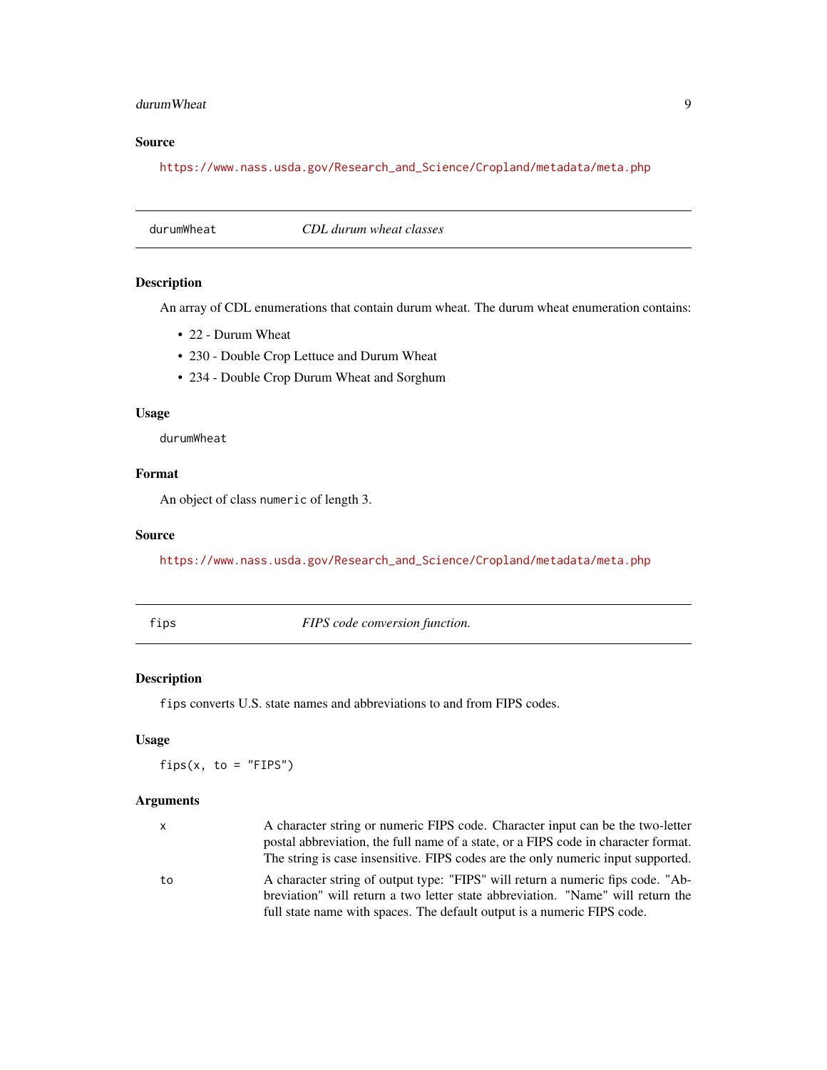## Source

https://www.nass.usda.gov/Research_and_Science/Cropland/metadata/meta.php

---

# durumWheat *CDL durum wheat classes*

## Description

An array of CDL enumerations that contain durum wheat. The durum wheat enumeration contains:

- 22 - Durum Wheat
- 230 - Double Crop Lettuce and Durum Wheat
- 234 - Double Crop Durum Wheat and Sorghum

## Usage

```
durumWheat
```

## Format

An object of class `numeric` of length 3.

## Source

https://www.nass.usda.gov/Research_and_Science/Cropland/metadata/meta.php

---

# fips *FIPS code conversion function.*

## Description

`fips` converts U.S. state names and abbreviations to and from FIPS codes.

## Usage

```
fips(x, to = "FIPS")
```

## Arguments

| | |
|---|---|
| x | A character string or numeric FIPS code. Character input can be the two-letter postal abbreviation, the full name of a state, or a FIPS code in character format. The string is case insensitive. FIPS codes are the only numeric input supported. |
| to | A character string of output type: "FIPS" will return a numeric fips code. "Abbreviation" will return a two letter state abbreviation. "Name" will return the full state name with spaces. The default output is a numeric FIPS code. |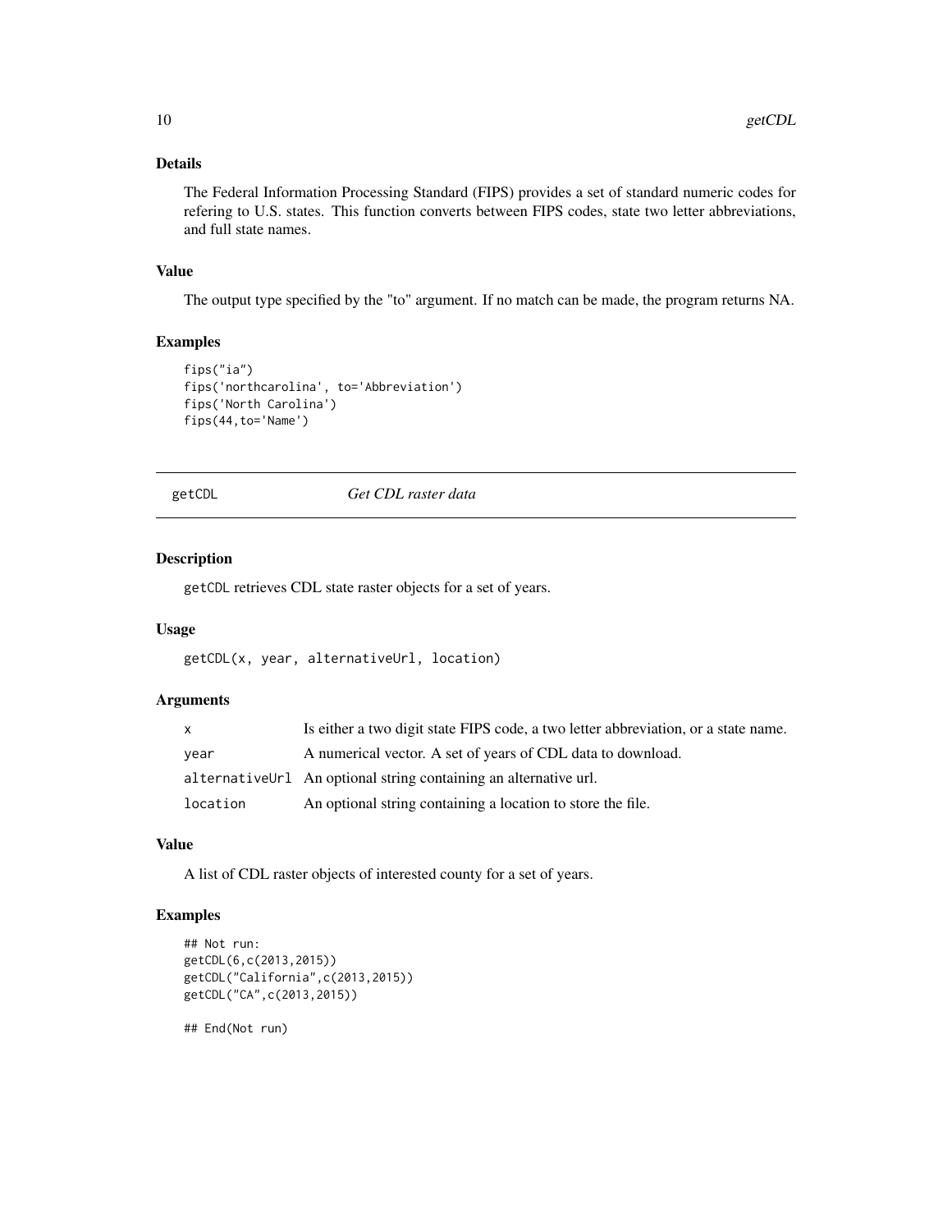### Details

The Federal Information Processing Standard (FIPS) provides a set of standard numeric codes for refering to U.S. states. This function converts between FIPS codes, state two letter abbreviations, and full state names.

### Value

The output type specified by the "to" argument. If no match can be made, the program returns NA.

### Examples

```
fips("ia")
fips('northcarolina', to='Abbreviation')
fips('North Carolina')
fips(44,to='Name')
```

---

## getCDL *Get CDL raster data*

---

### Description

`getCDL` retrieves CDL state raster objects for a set of years.

### Usage

```
getCDL(x, year, alternativeUrl, location)
```

### Arguments

| | |
|---|---|
| `x` | Is either a two digit state FIPS code, a two letter abbreviation, or a state name. |
| `year` | A numerical vector. A set of years of CDL data to download. |
| `alternativeUrl` | An optional string containing an alternative url. |
| `location` | An optional string containing a location to store the file. |

### Value

A list of CDL raster objects of interested county for a set of years.

### Examples

```
## Not run:
getCDL(6,c(2013,2015))
getCDL("California",c(2013,2015))
getCDL("CA",c(2013,2015))

## End(Not run)
```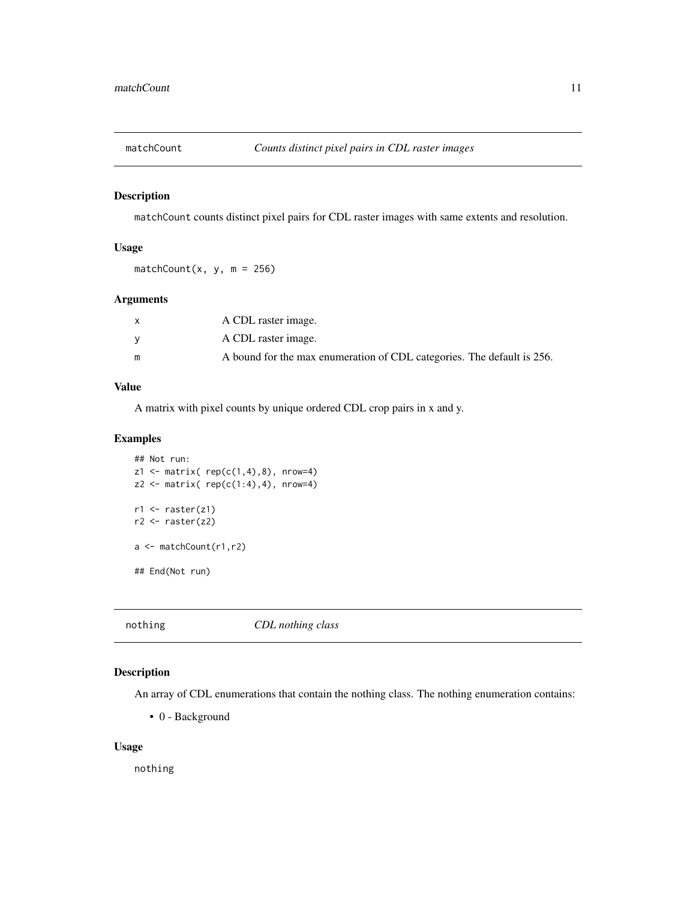# matchCount — *Counts distinct pixel pairs in CDL raster images*

## Description

`matchCount` counts distinct pixel pairs for CDL raster images with same extents and resolution.

## Usage

```
matchCount(x, y, m = 256)
```

## Arguments

| | |
|---|---|
| x | A CDL raster image. |
| y | A CDL raster image. |
| m | A bound for the max enumeration of CDL categories. The default is 256. |

## Value

A matrix with pixel counts by unique ordered CDL crop pairs in x and y.

## Examples

```
## Not run:
z1 <- matrix( rep(c(1,4),8), nrow=4)
z2 <- matrix( rep(c(1:4),4), nrow=4)

r1 <- raster(z1)
r2 <- raster(z2)

a <- matchCount(r1,r2)

## End(Not run)
```

# nothing — *CDL nothing class*

## Description

An array of CDL enumerations that contain the nothing class. The nothing enumeration contains:

- 0 - Background

## Usage

```
nothing
```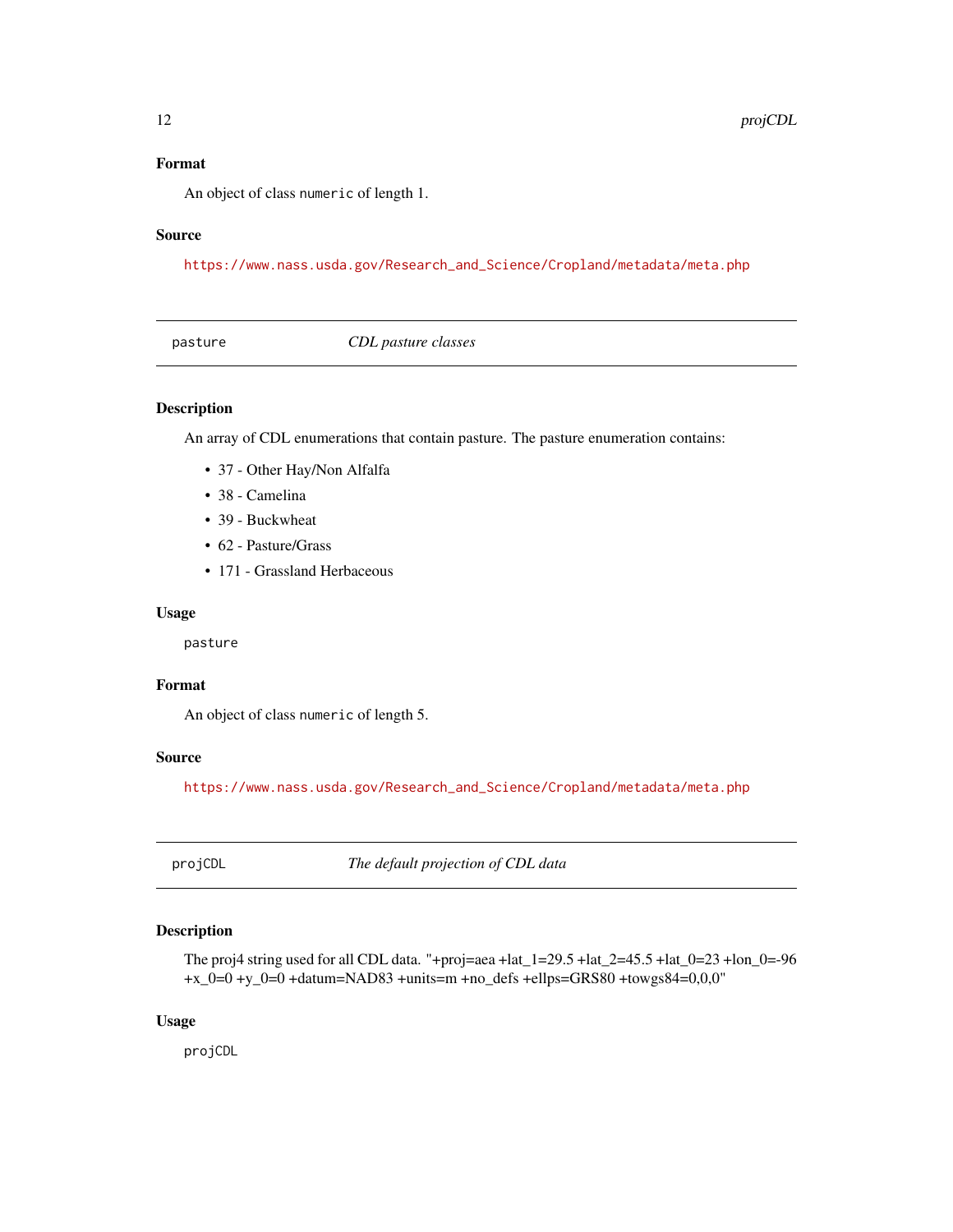### Format

An object of class `numeric` of length 1.

### Source

https://www.nass.usda.gov/Research_and_Science/Cropland/metadata/meta.php

---

## pasture — *CDL pasture classes*

---

### Description

An array of CDL enumerations that contain pasture. The pasture enumeration contains:

- 37 - Other Hay/Non Alfalfa
- 38 - Camelina
- 39 - Buckwheat
- 62 - Pasture/Grass
- 171 - Grassland Herbaceous

### Usage

```
pasture
```

### Format

An object of class `numeric` of length 5.

### Source

https://www.nass.usda.gov/Research_and_Science/Cropland/metadata/meta.php

---

## projCDL — *The default projection of CDL data*

---

### Description

The proj4 string used for all CDL data. "+proj=aea +lat_1=29.5 +lat_2=45.5 +lat_0=23 +lon_0=-96 +x_0=0 +y_0=0 +datum=NAD83 +units=m +no_defs +ellps=GRS80 +towgs84=0,0,0"

### Usage

```
projCDL
```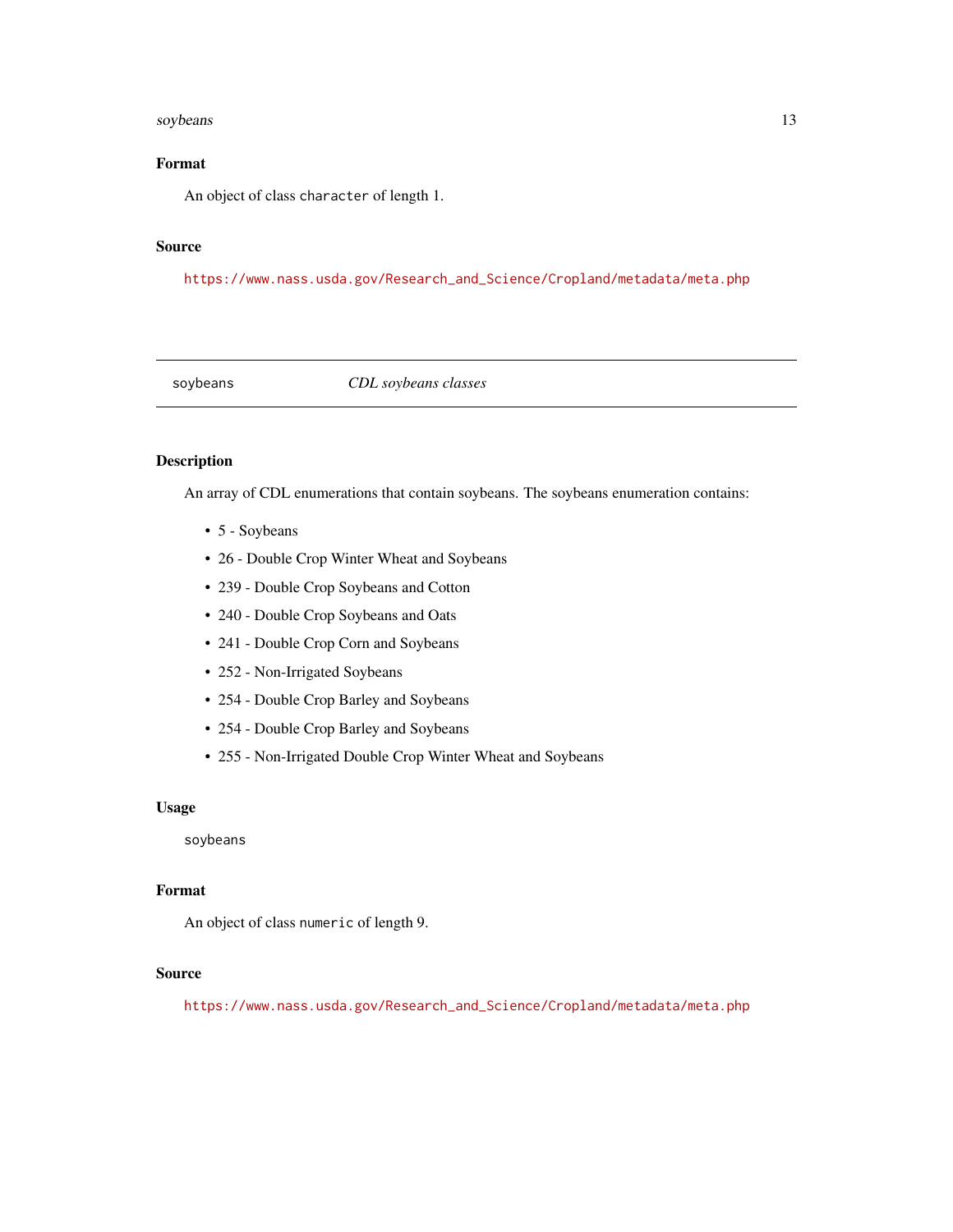### Format

An object of class `character` of length 1.

### Source

https://www.nass.usda.gov/Research_and_Science/Cropland/metadata/meta.php

---

## soybeans — *CDL soybeans classes*

### Description

An array of CDL enumerations that contain soybeans. The soybeans enumeration contains:

- 5 - Soybeans
- 26 - Double Crop Winter Wheat and Soybeans
- 239 - Double Crop Soybeans and Cotton
- 240 - Double Crop Soybeans and Oats
- 241 - Double Crop Corn and Soybeans
- 252 - Non-Irrigated Soybeans
- 254 - Double Crop Barley and Soybeans
- 254 - Double Crop Barley and Soybeans
- 255 - Non-Irrigated Double Crop Winter Wheat and Soybeans

### Usage

```
soybeans
```

### Format

An object of class `numeric` of length 9.

### Source

https://www.nass.usda.gov/Research_and_Science/Cropland/metadata/meta.php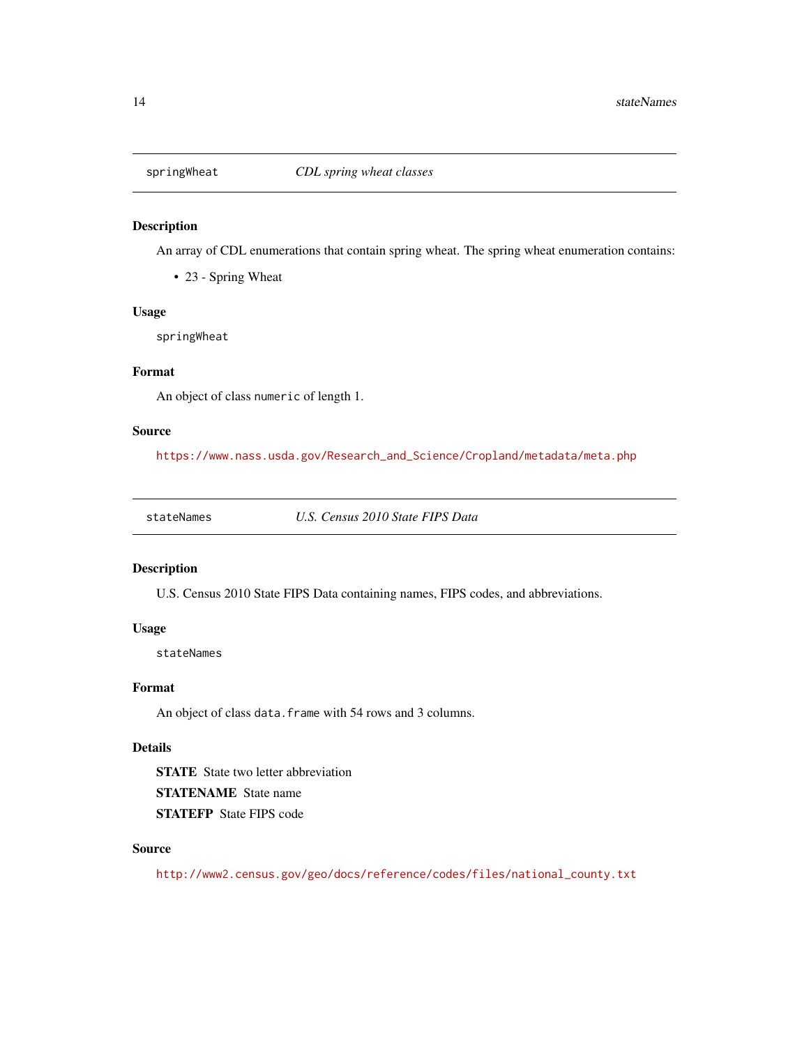## springWheat — *CDL spring wheat classes*

### Description

An array of CDL enumerations that contain spring wheat. The spring wheat enumeration contains:

- 23 - Spring Wheat

### Usage

```
springWheat
```

### Format

An object of class `numeric` of length 1.

### Source

https://www.nass.usda.gov/Research_and_Science/Cropland/metadata/meta.php

## stateNames — *U.S. Census 2010 State FIPS Data*

### Description

U.S. Census 2010 State FIPS Data containing names, FIPS codes, and abbreviations.

### Usage

```
stateNames
```

### Format

An object of class `data.frame` with 54 rows and 3 columns.

### Details

**STATE** State two letter abbreviation

**STATENAME** State name

**STATEFP** State FIPS code

### Source

http://www2.census.gov/geo/docs/reference/codes/files/national_county.txt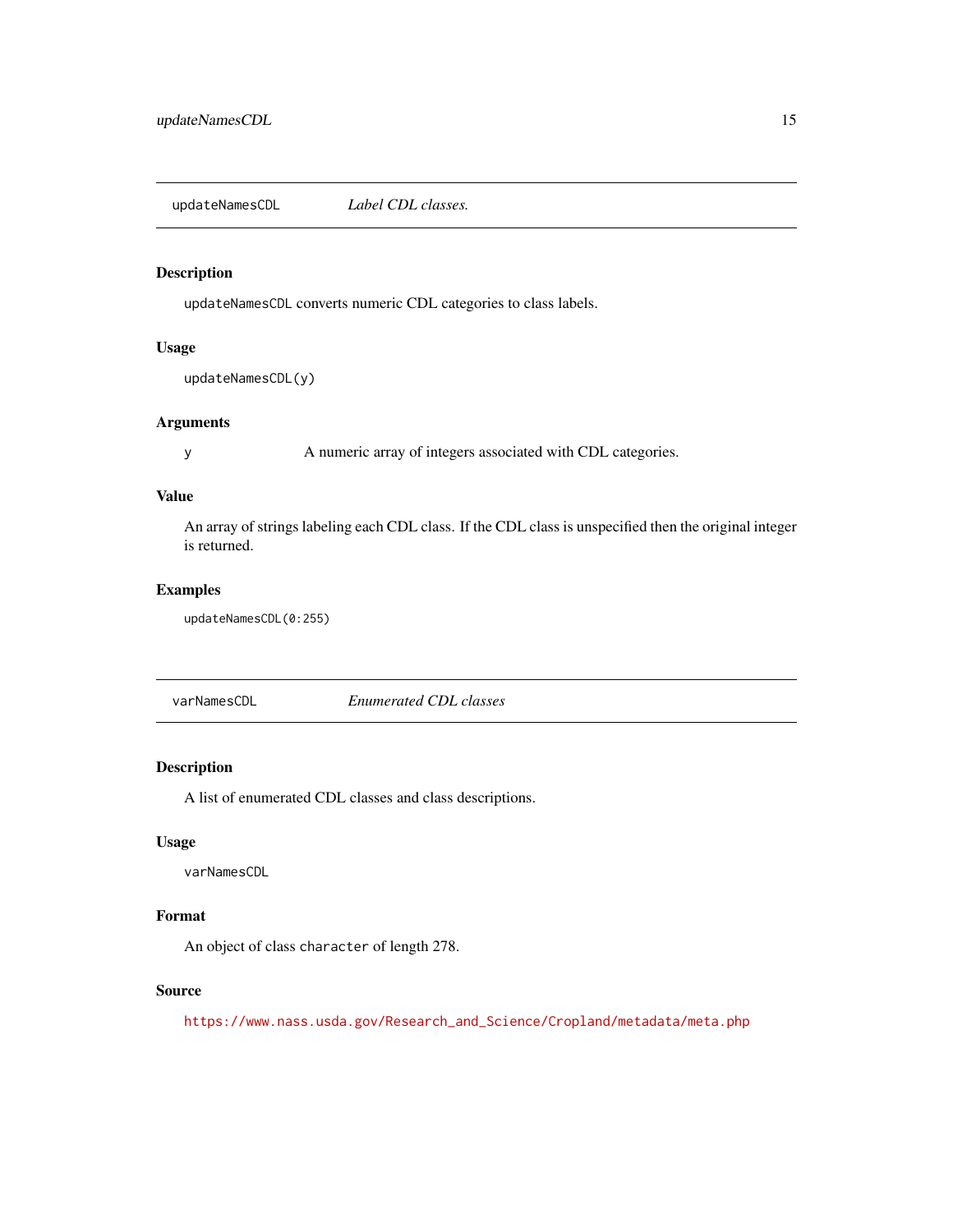## updateNamesCDL — *Label CDL classes.*

### Description

`updateNamesCDL` converts numeric CDL categories to class labels.

### Usage

```
updateNamesCDL(y)
```

### Arguments

| | |
|---|---|
| y | A numeric array of integers associated with CDL categories. |

### Value

An array of strings labeling each CDL class. If the CDL class is unspecified then the original integer is returned.

### Examples

```
updateNamesCDL(0:255)
```

## varNamesCDL — *Enumerated CDL classes*

### Description

A list of enumerated CDL classes and class descriptions.

### Usage

```
varNamesCDL
```

### Format

An object of class `character` of length 278.

### Source

https://www.nass.usda.gov/Research_and_Science/Cropland/metadata/meta.php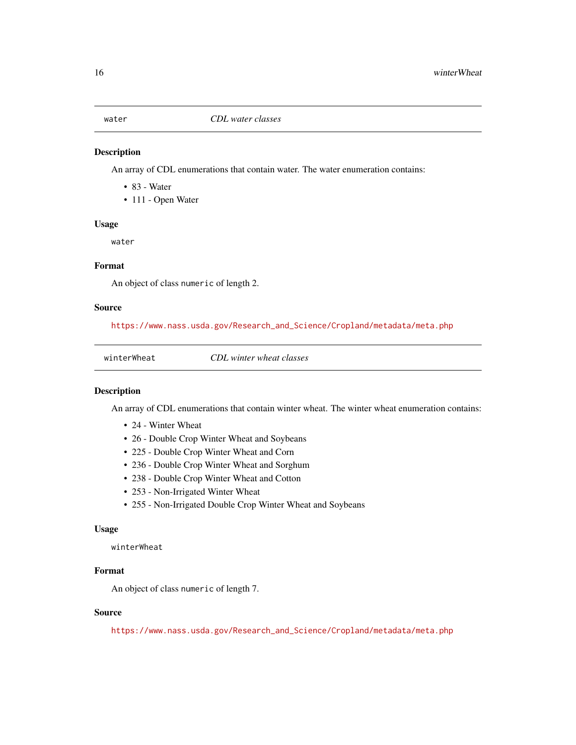## water — *CDL water classes*

### Description

An array of CDL enumerations that contain water. The water enumeration contains:

- 83 - Water
- 111 - Open Water

### Usage

```
water
```

### Format

An object of class `numeric` of length 2.

### Source

https://www.nass.usda.gov/Research_and_Science/Cropland/metadata/meta.php

## winterWheat — *CDL winter wheat classes*

### Description

An array of CDL enumerations that contain winter wheat. The winter wheat enumeration contains:

- 24 - Winter Wheat
- 26 - Double Crop Winter Wheat and Soybeans
- 225 - Double Crop Winter Wheat and Corn
- 236 - Double Crop Winter Wheat and Sorghum
- 238 - Double Crop Winter Wheat and Cotton
- 253 - Non-Irrigated Winter Wheat
- 255 - Non-Irrigated Double Crop Winter Wheat and Soybeans

### Usage

```
winterWheat
```

### Format

An object of class `numeric` of length 7.

### Source

https://www.nass.usda.gov/Research_and_Science/Cropland/metadata/meta.php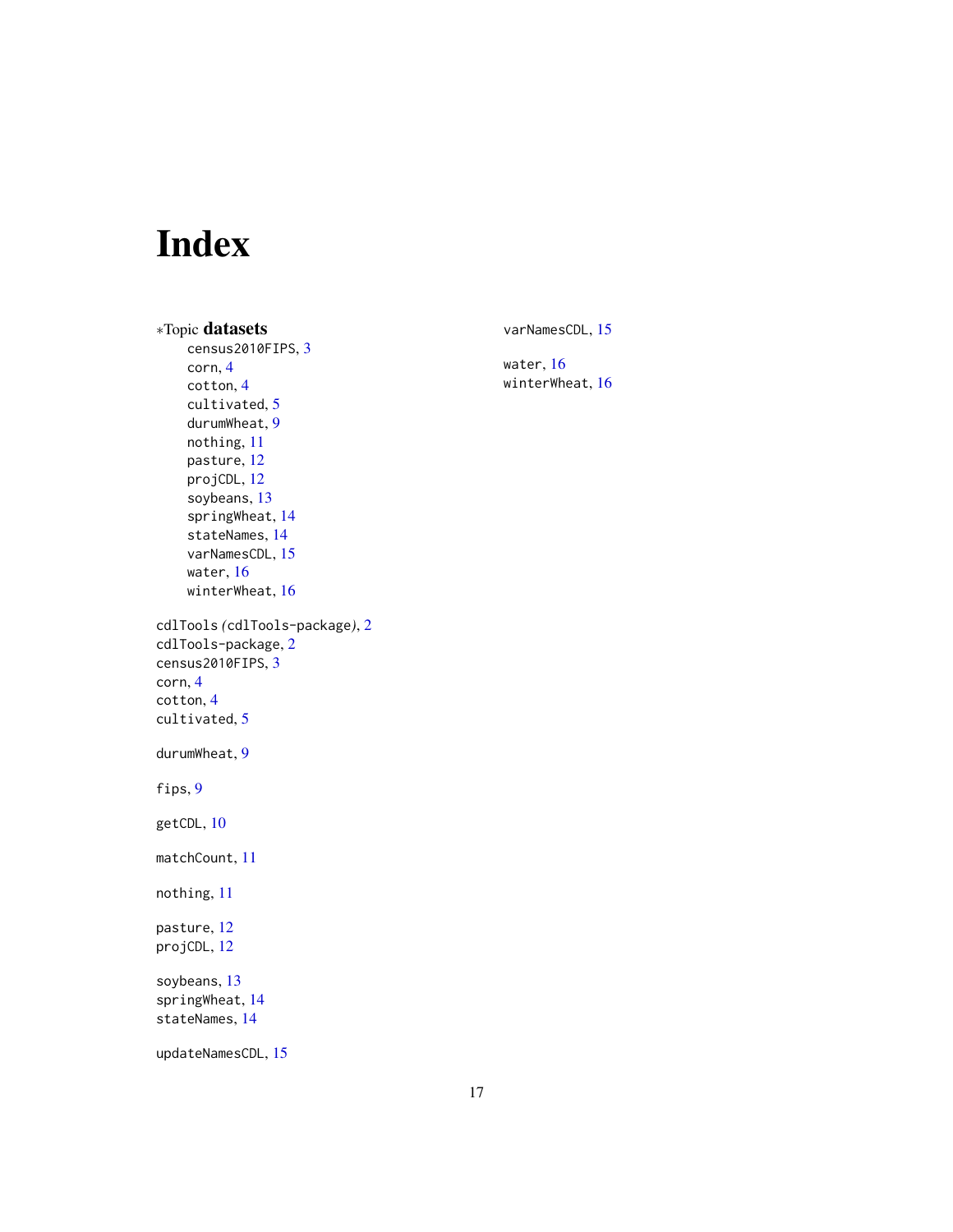# Index

*Topic **datasets**
- census2010FIPS, 3
- corn, 4
- cotton, 4
- cultivated, 5
- durumWheat, 9
- nothing, 11
- pasture, 12
- projCDL, 12
- soybeans, 13
- springWheat, 14
- stateNames, 14
- varNamesCDL, 15
- water, 16
- winterWheat, 16

cdlTools *(*cdlTools-package*)*, 2
cdlTools-package, 2
census2010FIPS, 3
corn, 4
cotton, 4
cultivated, 5

durumWheat, 9

fips, 9

getCDL, 10

matchCount, 11

nothing, 11

pasture, 12
projCDL, 12

soybeans, 13
springWheat, 14
stateNames, 14

updateNamesCDL, 15

varNamesCDL, 15

water, 16
winterWheat, 16